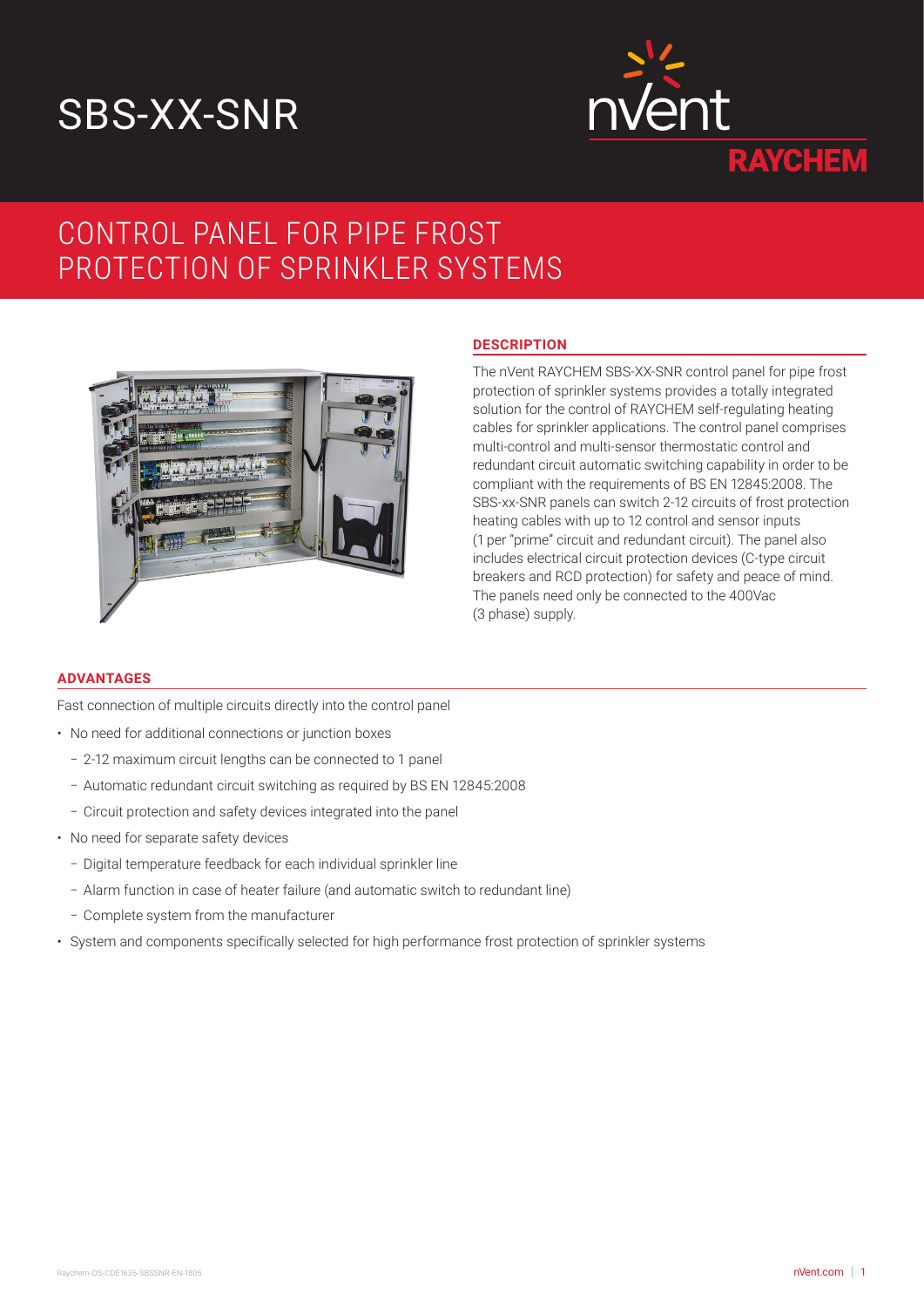# SBS-XX-SNR

nVent RAYCHEM

## CONTROL PANEL FOR PIPE FROST PROTECTION OF SPRINKLER SYSTEMS

### DESCRIPTION

The nVent RAYCHEM SBS-XX-SNR control panel for pipe frost protection of sprinkler systems provides a totally integrated solution for the control of RAYCHEM self-regulating heating cables for sprinkler applications. The control panel comprises multi-control and multi-sensor thermostatic control and redundant circuit automatic switching capability in order to be compliant with the requirements of BS EN 12845:2008. The SBS-xx-SNR panels can switch 2-12 circuits of frost protection heating cables with up to 12 control and sensor inputs (1 per "prime" circuit and redundant circuit). The panel also includes electrical circuit protection devices (C-type circuit breakers and RCD protection) for safety and peace of mind. The panels need only be connected to the 400Vac (3 phase) supply.

### ADVANTAGES

Fast connection of multiple circuits directly into the control panel

- No need for additional connections or junction boxes
  - 2-12 maximum circuit lengths can be connected to 1 panel
  - Automatic redundant circuit switching as required by BS EN 12845:2008
  - Circuit protection and safety devices integrated into the panel
- No need for separate safety devices
  - Digital temperature feedback for each individual sprinkler line
  - Alarm function in case of heater failure (and automatic switch to redundant line)
  - Complete system from the manufacturer
- System and components specifically selected for high performance frost protection of sprinkler systems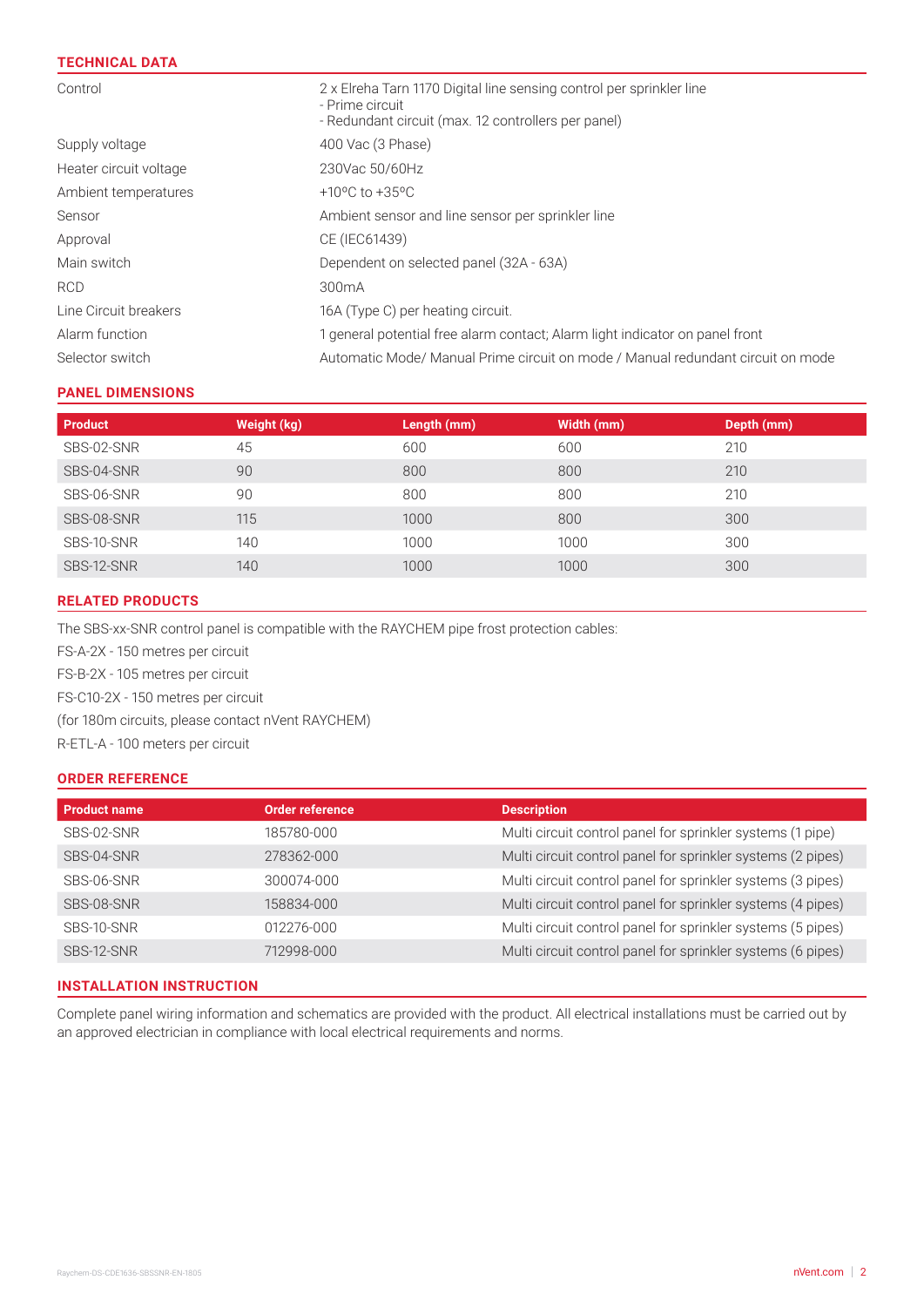## TECHNICAL DATA

| | |
|---|---|
| Control | 2 x Elreha Tarn 1170 Digital line sensing control per sprinkler line<br>- Prime circuit<br>- Redundant circuit (max. 12 controllers per panel) |
| Supply voltage | 400 Vac (3 Phase) |
| Heater circuit voltage | 230Vac 50/60Hz |
| Ambient temperatures | +10ºC to +35ºC |
| Sensor | Ambient sensor and line sensor per sprinkler line |
| Approval | CE (IEC61439) |
| Main switch | Dependent on selected panel (32A - 63A) |
| RCD | 300mA |
| Line Circuit breakers | 16A (Type C) per heating circuit. |
| Alarm function | 1 general potential free alarm contact; Alarm light indicator on panel front |
| Selector switch | Automatic Mode/ Manual Prime circuit on mode / Manual redundant circuit on mode |

## PANEL DIMENSIONS

| Product | Weight (kg) | Length (mm) | Width (mm) | Depth (mm) |
|---|---|---|---|---|
| SBS-02-SNR | 45 | 600 | 600 | 210 |
| SBS-04-SNR | 90 | 800 | 800 | 210 |
| SBS-06-SNR | 90 | 800 | 800 | 210 |
| SBS-08-SNR | 115 | 1000 | 800 | 300 |
| SBS-10-SNR | 140 | 1000 | 1000 | 300 |
| SBS-12-SNR | 140 | 1000 | 1000 | 300 |

## RELATED PRODUCTS

The SBS-xx-SNR control panel is compatible with the RAYCHEM pipe frost protection cables:

FS-A-2X - 150 metres per circuit

FS-B-2X - 105 metres per circuit

FS-C10-2X - 150 metres per circuit

(for 180m circuits, please contact nVent RAYCHEM)

R-ETL-A - 100 meters per circuit

## ORDER REFERENCE

| Product name | Order reference | Description |
|---|---|---|
| SBS-02-SNR | 185780-000 | Multi circuit control panel for sprinkler systems (1 pipe) |
| SBS-04-SNR | 278362-000 | Multi circuit control panel for sprinkler systems (2 pipes) |
| SBS-06-SNR | 300074-000 | Multi circuit control panel for sprinkler systems (3 pipes) |
| SBS-08-SNR | 158834-000 | Multi circuit control panel for sprinkler systems (4 pipes) |
| SBS-10-SNR | 012276-000 | Multi circuit control panel for sprinkler systems (5 pipes) |
| SBS-12-SNR | 712998-000 | Multi circuit control panel for sprinkler systems (6 pipes) |

## INSTALLATION INSTRUCTION

Complete panel wiring information and schematics are provided with the product. All electrical installations must be carried out by an approved electrician in compliance with local electrical requirements and norms.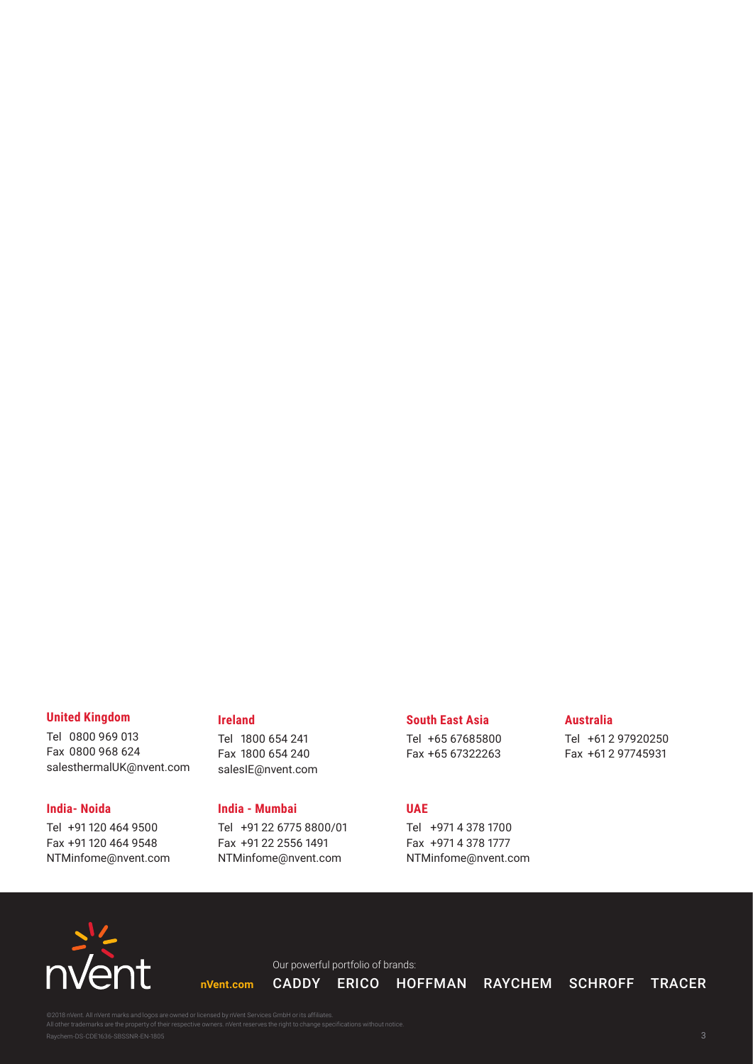### United Kingdom

Tel 0800 969 013
Fax 0800 968 624
salesthermalUK@nvent.com

### Ireland

Tel 1800 654 241
Fax 1800 654 240
salesIE@nvent.com

### South East Asia

Tel +65 67685800
Fax +65 67322263

### Australia

Tel +61 2 97920250
Fax +61 2 97745931

### India- Noida

Tel +91 120 464 9500
Fax +91 120 464 9548
NTMinfome@nvent.com

### India - Mumbai

Tel +91 22 6775 8800/01
Fax +91 22 2556 1491
NTMinfome@nvent.com

### UAE

Tel +971 4 378 1700
Fax +971 4 378 1777
NTMinfome@nvent.com

nVent

Our powerful portfolio of brands:

**nVent.com** CADDY ERICO HOFFMAN RAYCHEM SCHROFF TRACER

©2018 nVent. All nVent marks and logos are owned or licensed by nVent Services GmbH or its affiliates.
All other trademarks are the property of their respective owners. nVent reserves the right to change specifications without notice.

Raychem-DS-CDE1636-SBSSNR-EN-1805